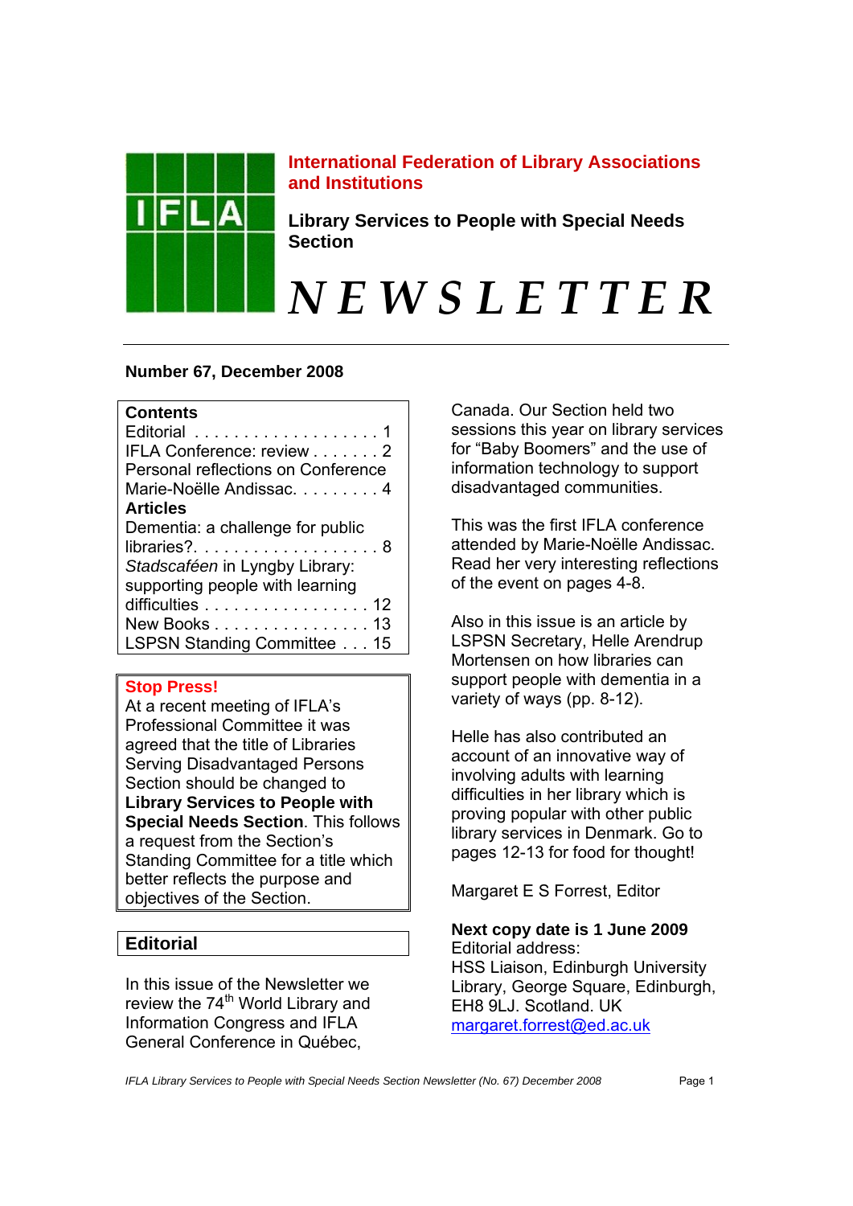# International Federation of Library Associations and Institutions

## Library Services to People with Special Needs Section

# *NEWSLETTER*

**Number 67, December 2008**

**Contents**

Editorial . . . . . . . . . . . . . . . . . . . 1
IFLA Conference: review . . . . . . . 2
Personal reflections on Conference Marie-Noëlle Andissac. . . . . . . . . 4

**Articles**

Dementia: a challenge for public libraries?. . . . . . . . . . . . . . . . . . . 8
*Stadscaféen* in Lyngby Library: supporting people with learning difficulties . . . . . . . . . . . . . . . . . 12
New Books . . . . . . . . . . . . . . . . 13
LSPSN Standing Committee . . . 15

**Stop Press!**

At a recent meeting of IFLA's Professional Committee it was agreed that the title of Libraries Serving Disadvantaged Persons Section should be changed to **Library Services to People with Special Needs Section**. This follows a request from the Section's Standing Committee for a title which better reflects the purpose and objectives of the Section.

## Editorial

In this issue of the Newsletter we review the 74[th] World Library and Information Congress and IFLA General Conference in Québec, Canada. Our Section held two sessions this year on library services for "Baby Boomers" and the use of information technology to support disadvantaged communities.

This was the first IFLA conference attended by Marie-Noëlle Andissac. Read her very interesting reflections of the event on pages 4-8.

Also in this issue is an article by LSPSN Secretary, Helle Arendrup Mortensen on how libraries can support people with dementia in a variety of ways (pp. 8-12).

Helle has also contributed an account of an innovative way of involving adults with learning difficulties in her library which is proving popular with other public library services in Denmark. Go to pages 12-13 for food for thought!

Margaret E S Forrest, Editor

**Next copy date is 1 June 2009**
Editorial address:
HSS Liaison, Edinburgh University Library, George Square, Edinburgh, EH8 9LJ. Scotland. UK
margaret.forrest@ed.ac.uk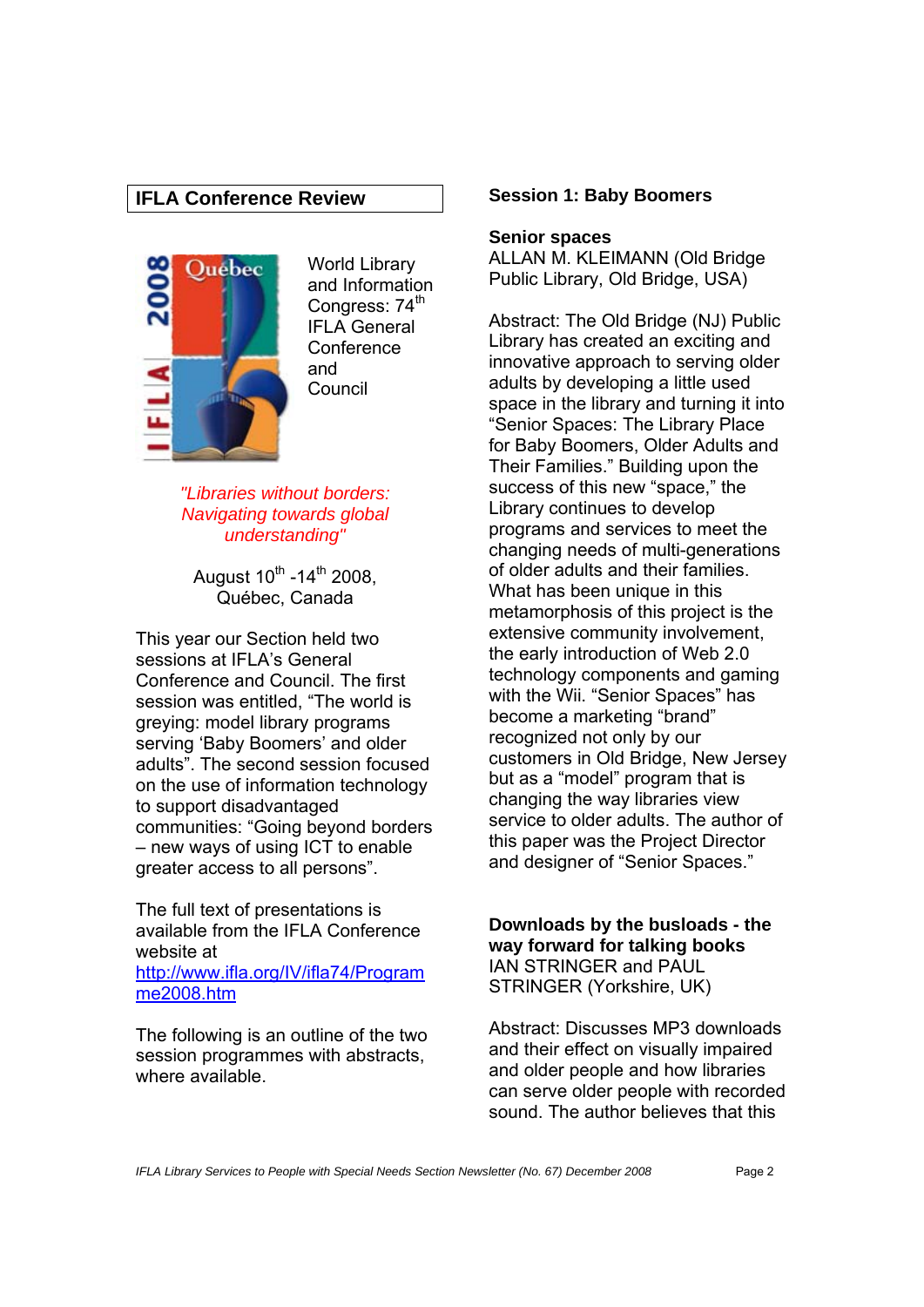## IFLA Conference Review

World Library and Information Congress: 74th IFLA General Conference and Council

*"Libraries without borders: Navigating towards global understanding"*

August 10th -14th 2008, Québec, Canada

This year our Section held two sessions at IFLA's General Conference and Council. The first session was entitled, "The world is greying: model library programs serving 'Baby Boomers' and older adults". The second session focused on the use of information technology to support disadvantaged communities: "Going beyond borders – new ways of using ICT to enable greater access to all persons".

The full text of presentations is available from the IFLA Conference website at http://www.ifla.org/IV/ifla74/Programme2008.htm

The following is an outline of the two session programmes with abstracts, where available.

### Session 1: Baby Boomers

**Senior spaces**
ALLAN M. KLEIMANN (Old Bridge Public Library, Old Bridge, USA)

Abstract: The Old Bridge (NJ) Public Library has created an exciting and innovative approach to serving older adults by developing a little used space in the library and turning it into "Senior Spaces: The Library Place for Baby Boomers, Older Adults and Their Families." Building upon the success of this new "space," the Library continues to develop programs and services to meet the changing needs of multi-generations of older adults and their families. What has been unique in this metamorphosis of this project is the extensive community involvement, the early introduction of Web 2.0 technology components and gaming with the Wii. "Senior Spaces" has become a marketing "brand" recognized not only by our customers in Old Bridge, New Jersey but as a "model" program that is changing the way libraries view service to older adults. The author of this paper was the Project Director and designer of "Senior Spaces."

**Downloads by the busloads - the way forward for talking books**
IAN STRINGER and PAUL STRINGER (Yorkshire, UK)

Abstract: Discusses MP3 downloads and their effect on visually impaired and older people and how libraries can serve older people with recorded sound. The author believes that this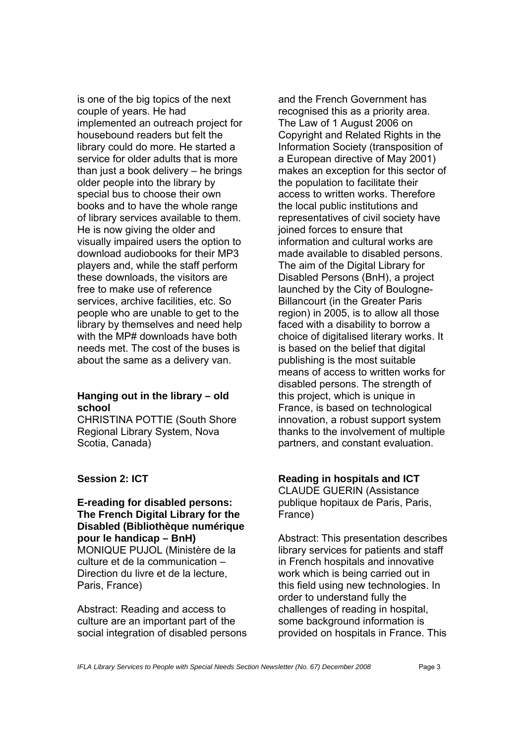is one of the big topics of the next couple of years. He had implemented an outreach project for housebound readers but felt the library could do more. He started a service for older adults that is more than just a book delivery – he brings older people into the library by special bus to choose their own books and to have the whole range of library services available to them. He is now giving the older and visually impaired users the option to download audiobooks for their MP3 players and, while the staff perform these downloads, the visitors are free to make use of reference services, archive facilities, etc. So people who are unable to get to the library by themselves and need help with the MP# downloads have both needs met. The cost of the buses is about the same as a delivery van.

**Hanging out in the library – old school**
CHRISTINA POTTIE (South Shore Regional Library System, Nova Scotia, Canada)

### Session 2: ICT

**E-reading for disabled persons: The French Digital Library for the Disabled (Bibliothèque numérique pour le handicap – BnH)**
MONIQUE PUJOL (Ministère de la culture et de la communication – Direction du livre et de la lecture, Paris, France)

Abstract: Reading and access to culture are an important part of the social integration of disabled persons and the French Government has recognised this as a priority area. The Law of 1 August 2006 on Copyright and Related Rights in the Information Society (transposition of a European directive of May 2001) makes an exception for this sector of the population to facilitate their access to written works. Therefore the local public institutions and representatives of civil society have joined forces to ensure that information and cultural works are made available to disabled persons. The aim of the Digital Library for Disabled Persons (BnH), a project launched by the City of Boulogne-Billancourt (in the Greater Paris region) in 2005, is to allow all those faced with a disability to borrow a choice of digitalised literary works. It is based on the belief that digital publishing is the most suitable means of access to written works for disabled persons. The strength of this project, which is unique in France, is based on technological innovation, a robust support system thanks to the involvement of multiple partners, and constant evaluation.

**Reading in hospitals and ICT**
CLAUDE GUERIN (Assistance publique hopitaux de Paris, Paris, France)

Abstract: This presentation describes library services for patients and staff in French hospitals and innovative work which is being carried out in this field using new technologies. In order to understand fully the challenges of reading in hospital, some background information is provided on hospitals in France. This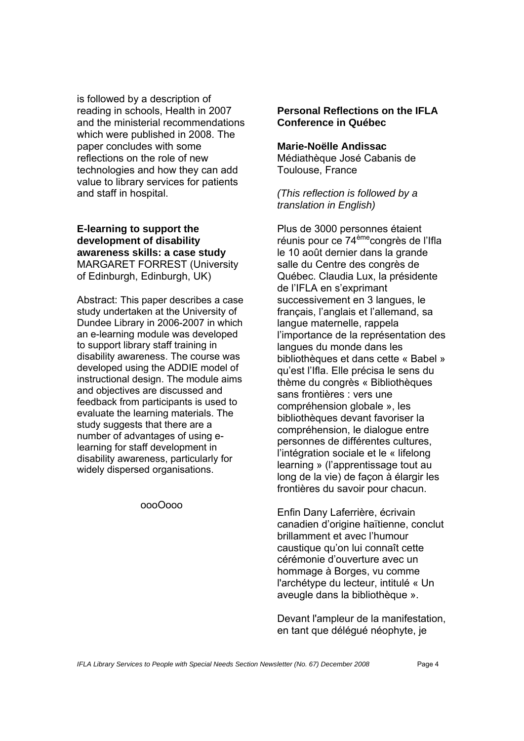is followed by a description of reading in schools, Health in 2007 and the ministerial recommendations which were published in 2008. The paper concludes with some reflections on the role of new technologies and how they can add value to library services for patients and staff in hospital.

**E-learning to support the development of disability awareness skills: a case study**
MARGARET FORREST (University of Edinburgh, Edinburgh, UK)

Abstract: This paper describes a case study undertaken at the University of Dundee Library in 2006-2007 in which an e-learning module was developed to support library staff training in disability awareness. The course was developed using the ADDIE model of instructional design. The module aims and objectives are discussed and feedback from participants is used to evaluate the learning materials. The study suggests that there are a number of advantages of using e-learning for staff development in disability awareness, particularly for widely dispersed organisations.

oooOooo

## Personal Reflections on the IFLA Conference in Québec

**Marie-Noëlle Andissac**
Médiathèque José Cabanis de Toulouse, France

*(This reflection is followed by a translation in English)*

Plus de 3000 personnes étaient réunis pour ce 74ème congrès de l'Ifla le 10 août dernier dans la grande salle du Centre des congrès de Québec. Claudia Lux, la présidente de l'IFLA en s'exprimant successivement en 3 langues, le français, l'anglais et l'allemand, sa langue maternelle, rappela l'importance de la représentation des langues du monde dans les bibliothèques et dans cette « Babel » qu'est l'Ifla. Elle précisa le sens du thème du congrès « Bibliothèques sans frontières : vers une compréhension globale », les bibliothèques devant favoriser la compréhension, le dialogue entre personnes de différentes cultures, l'intégration sociale et le « lifelong learning » (l'apprentissage tout au long de la vie) de façon à élargir les frontières du savoir pour chacun.

Enfin Dany Laferrière, écrivain canadien d'origine haïtienne, conclut brillamment et avec l'humour caustique qu'on lui connaît cette cérémonie d'ouverture avec un hommage à Borges, vu comme l'archétype du lecteur, intitulé « Un aveugle dans la bibliothèque ».

Devant l'ampleur de la manifestation, en tant que délégué néophyte, je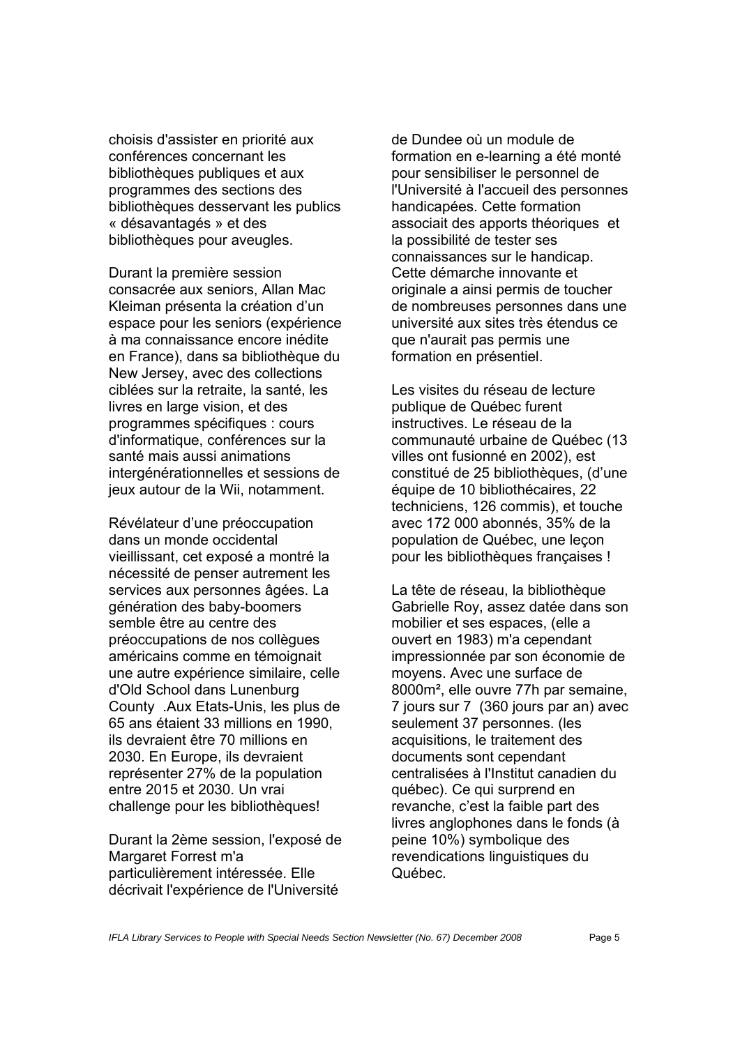choisis d'assister en priorité aux conférences concernant les bibliothèques publiques et aux programmes des sections des bibliothèques desservant les publics « désavantagés » et des bibliothèques pour aveugles.

Durant la première session consacrée aux seniors, Allan Mac Kleiman présenta la création d'un espace pour les seniors (expérience à ma connaissance encore inédite en France), dans sa bibliothèque du New Jersey, avec des collections ciblées sur la retraite, la santé, les livres en large vision, et des programmes spécifiques : cours d'informatique, conférences sur la santé mais aussi animations intergénérationnelles et sessions de jeux autour de la Wii, notamment.

Révélateur d'une préoccupation dans un monde occidental vieillissant, cet exposé a montré la nécessité de penser autrement les services aux personnes âgées. La génération des baby-boomers semble être au centre des préoccupations de nos collègues américains comme en témoignait une autre expérience similaire, celle d'Old School dans Lunenburg County .Aux Etats-Unis, les plus de 65 ans étaient 33 millions en 1990, ils devraient être 70 millions en 2030. En Europe, ils devraient représenter 27% de la population entre 2015 et 2030. Un vrai challenge pour les bibliothèques!

Durant la 2ème session, l'exposé de Margaret Forrest m'a particulièrement intéressée. Elle décrivait l'expérience de l'Université de Dundee où un module de formation en e-learning a été monté pour sensibiliser le personnel de l'Université à l'accueil des personnes handicapées. Cette formation associait des apports théoriques et la possibilité de tester ses connaissances sur le handicap. Cette démarche innovante et originale a ainsi permis de toucher de nombreuses personnes dans une université aux sites très étendus ce que n'aurait pas permis une formation en présentiel.

Les visites du réseau de lecture publique de Québec furent instructives. Le réseau de la communauté urbaine de Québec (13 villes ont fusionné en 2002), est constitué de 25 bibliothèques, (d'une équipe de 10 bibliothécaires, 22 techniciens, 126 commis), et touche avec 172 000 abonnés, 35% de la population de Québec, une leçon pour les bibliothèques françaises !

La tête de réseau, la bibliothèque Gabrielle Roy, assez datée dans son mobilier et ses espaces, (elle a ouvert en 1983) m'a cependant impressionnée par son économie de moyens. Avec une surface de 8000m², elle ouvre 77h par semaine, 7 jours sur 7 (360 jours par an) avec seulement 37 personnes. (les acquisitions, le traitement des documents sont cependant centralisées à l'Institut canadien du québec). Ce qui surprend en revanche, c'est la faible part des livres anglophones dans le fonds (à peine 10%) symbolique des revendications linguistiques du Québec.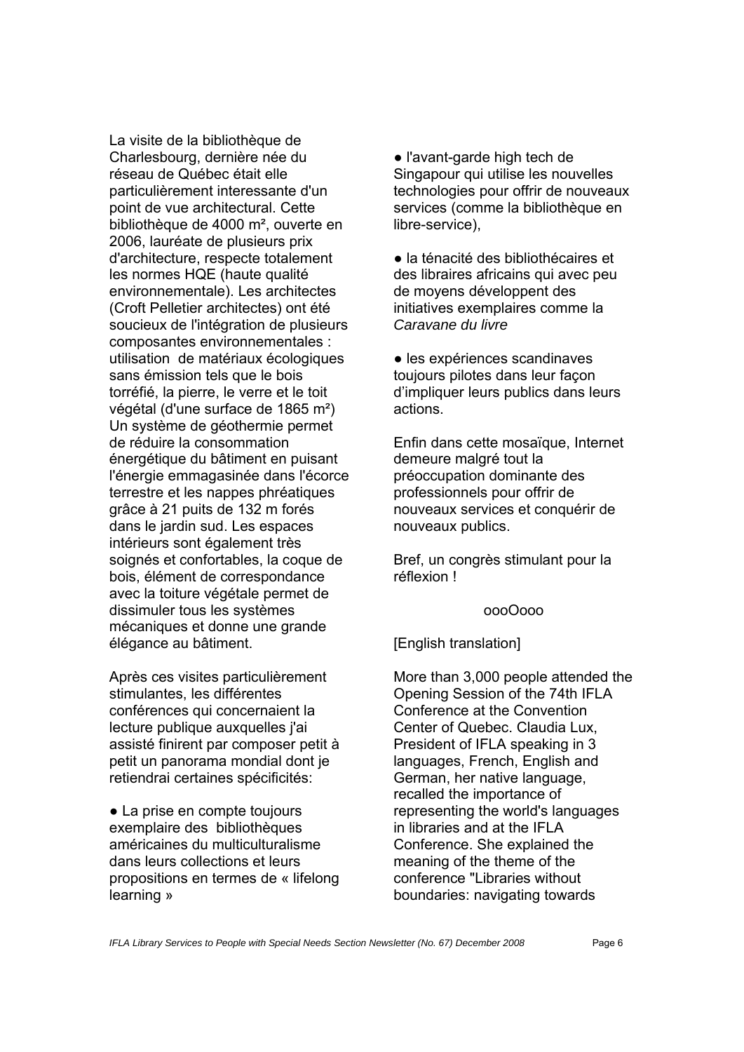La visite de la bibliothèque de Charlesbourg, dernière née du réseau de Québec était elle particulièrement interessante d'un point de vue architectural. Cette bibliothèque de 4000 m², ouverte en 2006, lauréate de plusieurs prix d'architecture, respecte totalement les normes HQE (haute qualité environnementale). Les architectes (Croft Pelletier architectes) ont été soucieux de l'intégration de plusieurs composantes environnementales : utilisation de matériaux écologiques sans émission tels que le bois torréfié, la pierre, le verre et le toit végétal (d'une surface de 1865 m²) Un système de géothermie permet de réduire la consommation énergétique du bâtiment en puisant l'énergie emmagasinée dans l'écorce terrestre et les nappes phréatiques grâce à 21 puits de 132 m forés dans le jardin sud. Les espaces intérieurs sont également très soignés et confortables, la coque de bois, élément de correspondance avec la toiture végétale permet de dissimuler tous les systèmes mécaniques et donne une grande élégance au bâtiment.

Après ces visites particulièrement stimulantes, les différentes conférences qui concernaient la lecture publique auxquelles j'ai assisté finirent par composer petit à petit un panorama mondial dont je retiendrai certaines spécificités:

- La prise en compte toujours exemplaire des bibliothèques américaines du multiculturalisme dans leurs collections et leurs propositions en termes de « lifelong learning »

- l'avant-garde high tech de Singapour qui utilise les nouvelles technologies pour offrir de nouveaux services (comme la bibliothèque en libre-service),

- la ténacité des bibliothécaires et des libraires africains qui avec peu de moyens développent des initiatives exemplaires comme la *Caravane du livre*

- les expériences scandinaves toujours pilotes dans leur façon d'impliquer leurs publics dans leurs actions.

Enfin dans cette mosaïque, Internet demeure malgré tout la préoccupation dominante des professionnels pour offrir de nouveaux services et conquérir de nouveaux publics.

Bref, un congrès stimulant pour la réflexion !

oooOooo

[English translation]

More than 3,000 people attended the Opening Session of the 74th IFLA Conference at the Convention Center of Quebec. Claudia Lux, President of IFLA speaking in 3 languages, French, English and German, her native language, recalled the importance of representing the world's languages in libraries and at the IFLA Conference. She explained the meaning of the theme of the conference "Libraries without boundaries: navigating towards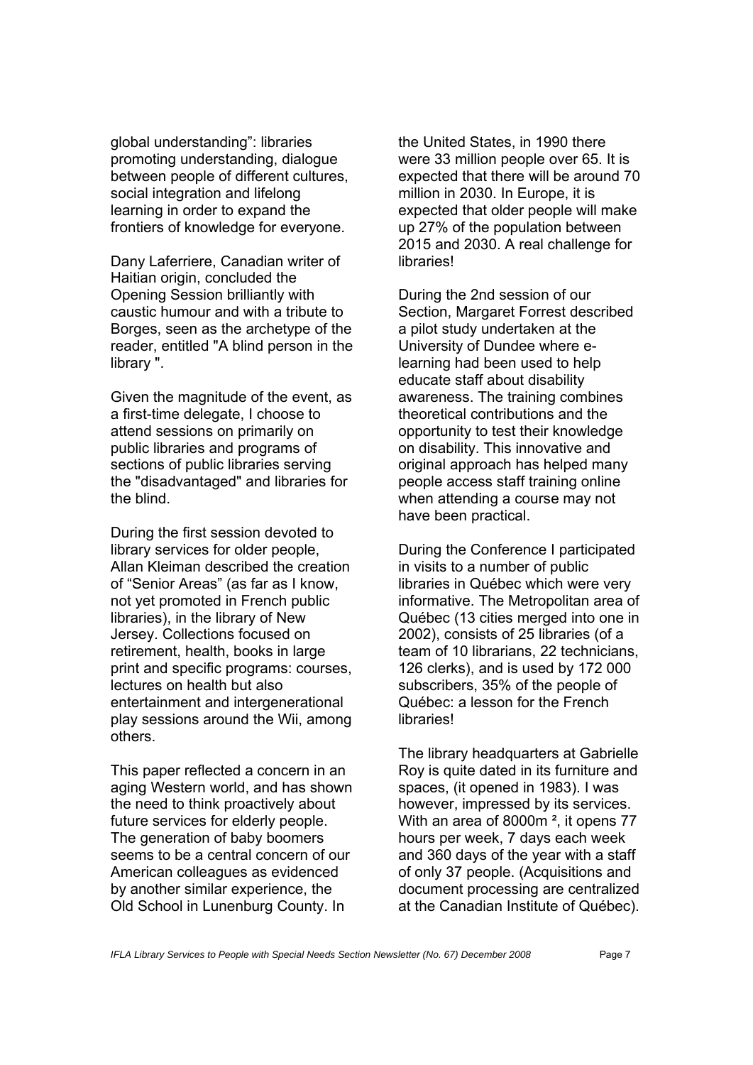global understanding": libraries promoting understanding, dialogue between people of different cultures, social integration and lifelong learning in order to expand the frontiers of knowledge for everyone.

Dany Laferriere, Canadian writer of Haitian origin, concluded the Opening Session brilliantly with caustic humour and with a tribute to Borges, seen as the archetype of the reader, entitled "A blind person in the library ".

Given the magnitude of the event, as a first-time delegate, I choose to attend sessions on primarily on public libraries and programs of sections of public libraries serving the "disadvantaged" and libraries for the blind.

During the first session devoted to library services for older people, Allan Kleiman described the creation of "Senior Areas" (as far as I know, not yet promoted in French public libraries), in the library of New Jersey. Collections focused on retirement, health, books in large print and specific programs: courses, lectures on health but also entertainment and intergenerational play sessions around the Wii, among others.

This paper reflected a concern in an aging Western world, and has shown the need to think proactively about future services for elderly people. The generation of baby boomers seems to be a central concern of our American colleagues as evidenced by another similar experience, the Old School in Lunenburg County. In the United States, in 1990 there were 33 million people over 65. It is expected that there will be around 70 million in 2030. In Europe, it is expected that older people will make up 27% of the population between 2015 and 2030. A real challenge for libraries!

During the 2nd session of our Section, Margaret Forrest described a pilot study undertaken at the University of Dundee where e-learning had been used to help educate staff about disability awareness. The training combines theoretical contributions and the opportunity to test their knowledge on disability. This innovative and original approach has helped many people access staff training online when attending a course may not have been practical.

During the Conference I participated in visits to a number of public libraries in Québec which were very informative. The Metropolitan area of Québec (13 cities merged into one in 2002), consists of 25 libraries (of a team of 10 librarians, 22 technicians, 126 clerks), and is used by 172 000 subscribers, 35% of the people of Québec: a lesson for the French libraries!

The library headquarters at Gabrielle Roy is quite dated in its furniture and spaces, (it opened in 1983). I was however, impressed by its services. With an area of 8000m², it opens 77 hours per week, 7 days each week and 360 days of the year with a staff of only 37 people. (Acquisitions and document processing are centralized at the Canadian Institute of Québec).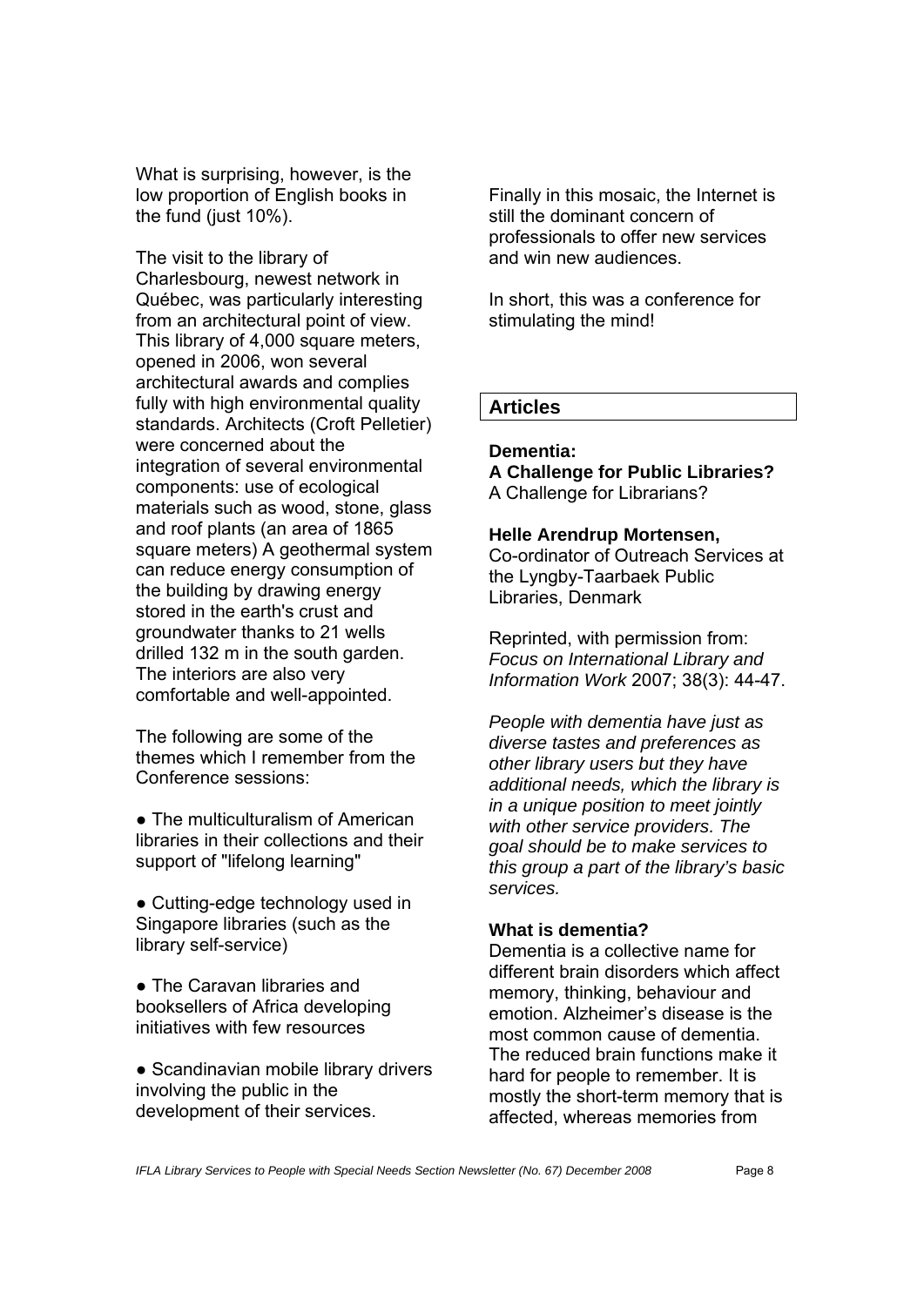What is surprising, however, is the low proportion of English books in the fund (just 10%).

The visit to the library of Charlesbourg, newest network in Québec, was particularly interesting from an architectural point of view. This library of 4,000 square meters, opened in 2006, won several architectural awards and complies fully with high environmental quality standards. Architects (Croft Pelletier) were concerned about the integration of several environmental components: use of ecological materials such as wood, stone, glass and roof plants (an area of 1865 square meters) A geothermal system can reduce energy consumption of the building by drawing energy stored in the earth's crust and groundwater thanks to 21 wells drilled 132 m in the south garden. The interiors are also very comfortable and well-appointed.

The following are some of the themes which I remember from the Conference sessions:

- The multiculturalism of American libraries in their collections and their support of "lifelong learning"
- Cutting-edge technology used in Singapore libraries (such as the library self-service)
- The Caravan libraries and booksellers of Africa developing initiatives with few resources
- Scandinavian mobile library drivers involving the public in the development of their services.

Finally in this mosaic, the Internet is still the dominant concern of professionals to offer new services and win new audiences.

In short, this was a conference for stimulating the mind!

## Articles

### Dementia: A Challenge for Public Libraries?

A Challenge for Librarians?

**Helle Arendrup Mortensen,**
Co-ordinator of Outreach Services at the Lyngby-Taarbaek Public Libraries, Denmark

Reprinted, with permission from: *Focus on International Library and Information Work* 2007; 38(3): 44-47.

*People with dementia have just as diverse tastes and preferences as other library users but they have additional needs, which the library is in a unique position to meet jointly with other service providers. The goal should be to make services to this group a part of the library's basic services.*

**What is dementia?**
Dementia is a collective name for different brain disorders which affect memory, thinking, behaviour and emotion. Alzheimer's disease is the most common cause of dementia. The reduced brain functions make it hard for people to remember. It is mostly the short-term memory that is affected, whereas memories from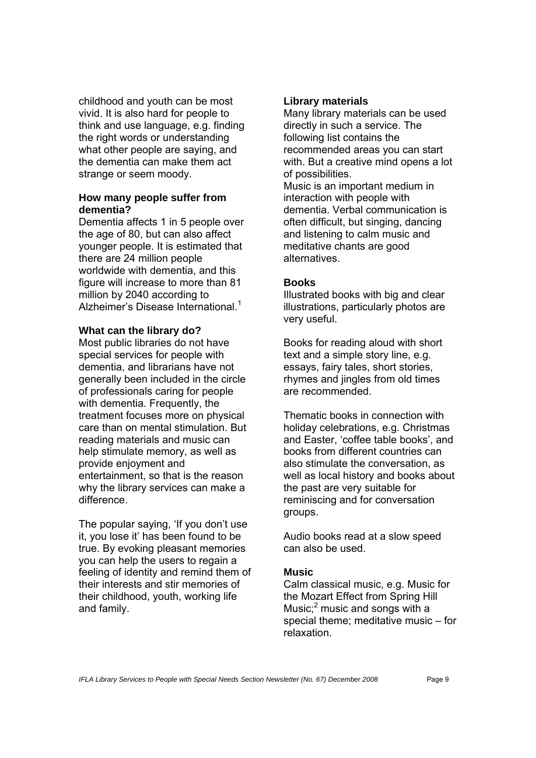childhood and youth can be most vivid. It is also hard for people to think and use language, e.g. finding the right words or understanding what other people are saying, and the dementia can make them act strange or seem moody.

### How many people suffer from dementia?

Dementia affects 1 in 5 people over the age of 80, but can also affect younger people. It is estimated that there are 24 million people worldwide with dementia, and this figure will increase to more than 81 million by 2040 according to Alzheimer's Disease International.[1]

### What can the library do?

Most public libraries do not have special services for people with dementia, and librarians have not generally been included in the circle of professionals caring for people with dementia. Frequently, the treatment focuses more on physical care than on mental stimulation. But reading materials and music can help stimulate memory, as well as provide enjoyment and entertainment, so that is the reason why the library services can make a difference.

The popular saying, 'If you don't use it, you lose it' has been found to be true. By evoking pleasant memories you can help the users to regain a feeling of identity and remind them of their interests and stir memories of their childhood, youth, working life and family.

### Library materials

Many library materials can be used directly in such a service. The following list contains the recommended areas you can start with. But a creative mind opens a lot of possibilities.
Music is an important medium in interaction with people with dementia. Verbal communication is often difficult, but singing, dancing and listening to calm music and meditative chants are good alternatives.

### Books

Illustrated books with big and clear illustrations, particularly photos are very useful.

Books for reading aloud with short text and a simple story line, e.g. essays, fairy tales, short stories, rhymes and jingles from old times are recommended.

Thematic books in connection with holiday celebrations, e.g. Christmas and Easter, 'coffee table books', and books from different countries can also stimulate the conversation, as well as local history and books about the past are very suitable for reminiscing and for conversation groups.

Audio books read at a slow speed can also be used.

### Music

Calm classical music, e.g. Music for the Mozart Effect from Spring Hill Music;[2] music and songs with a special theme; meditative music – for relaxation.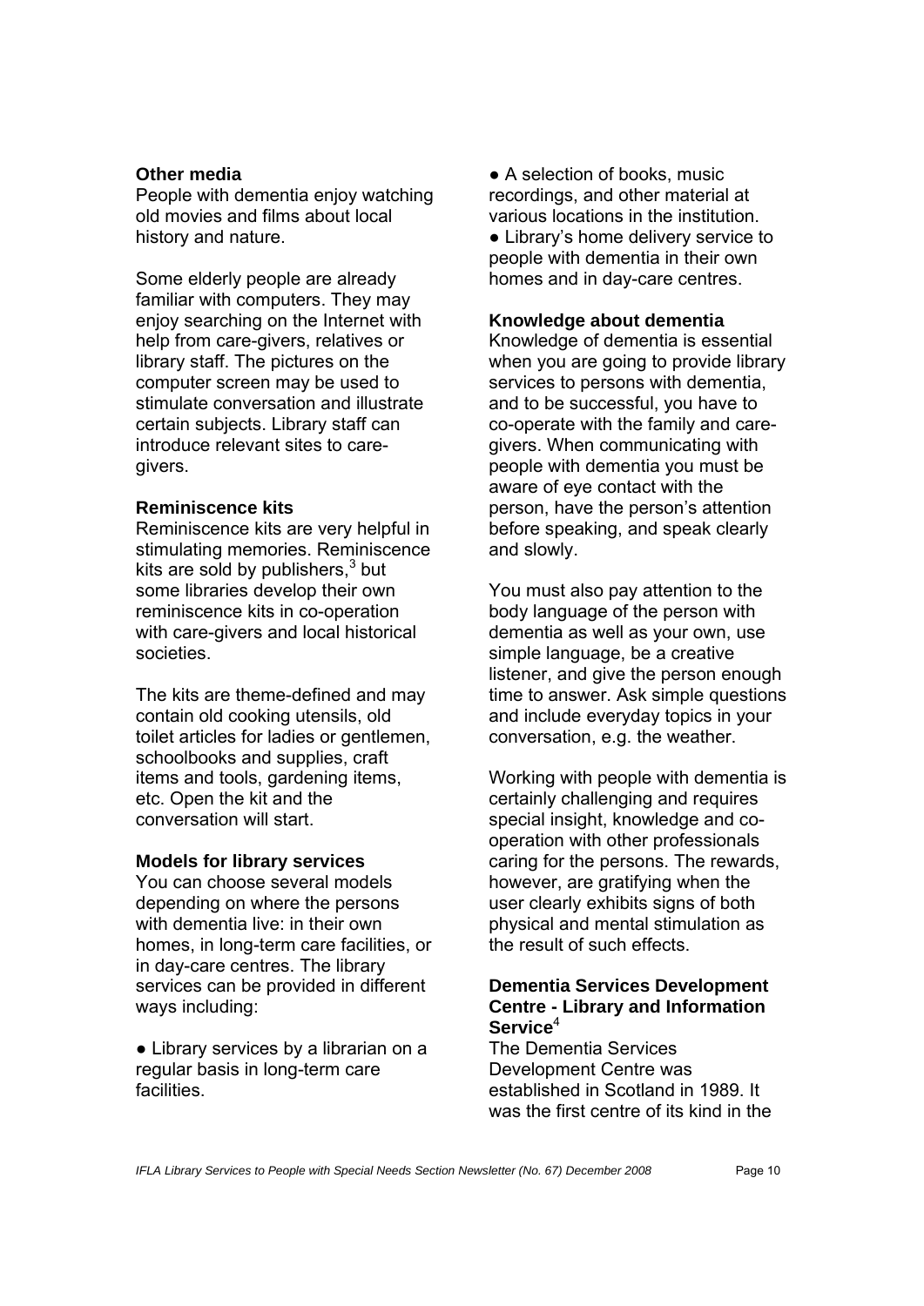**Other media**
People with dementia enjoy watching old movies and films about local history and nature.

Some elderly people are already familiar with computers. They may enjoy searching on the Internet with help from care-givers, relatives or library staff. The pictures on the computer screen may be used to stimulate conversation and illustrate certain subjects. Library staff can introduce relevant sites to care-givers.

**Reminiscence kits**
Reminiscence kits are very helpful in stimulating memories. Reminiscence kits are sold by publishers,[3] but some libraries develop their own reminiscence kits in co-operation with care-givers and local historical societies.

The kits are theme-defined and may contain old cooking utensils, old toilet articles for ladies or gentlemen, schoolbooks and supplies, craft items and tools, gardening items, etc. Open the kit and the conversation will start.

**Models for library services**
You can choose several models depending on where the persons with dementia live: in their own homes, in long-term care facilities, or in day-care centres. The library services can be provided in different ways including:

● Library services by a librarian on a regular basis in long-term care facilities.
● A selection of books, music recordings, and other material at various locations in the institution.
● Library's home delivery service to people with dementia in their own homes and in day-care centres.

**Knowledge about dementia**
Knowledge of dementia is essential when you are going to provide library services to persons with dementia, and to be successful, you have to co-operate with the family and care-givers. When communicating with people with dementia you must be aware of eye contact with the person, have the person's attention before speaking, and speak clearly and slowly.

You must also pay attention to the body language of the person with dementia as well as your own, use simple language, be a creative listener, and give the person enough time to answer. Ask simple questions and include everyday topics in your conversation, e.g. the weather.

Working with people with dementia is certainly challenging and requires special insight, knowledge and co-operation with other professionals caring for the persons. The rewards, however, are gratifying when the user clearly exhibits signs of both physical and mental stimulation as the result of such effects.

**Dementia Services Development Centre - Library and Information Service**[4]
The Dementia Services Development Centre was established in Scotland in 1989. It was the first centre of its kind in the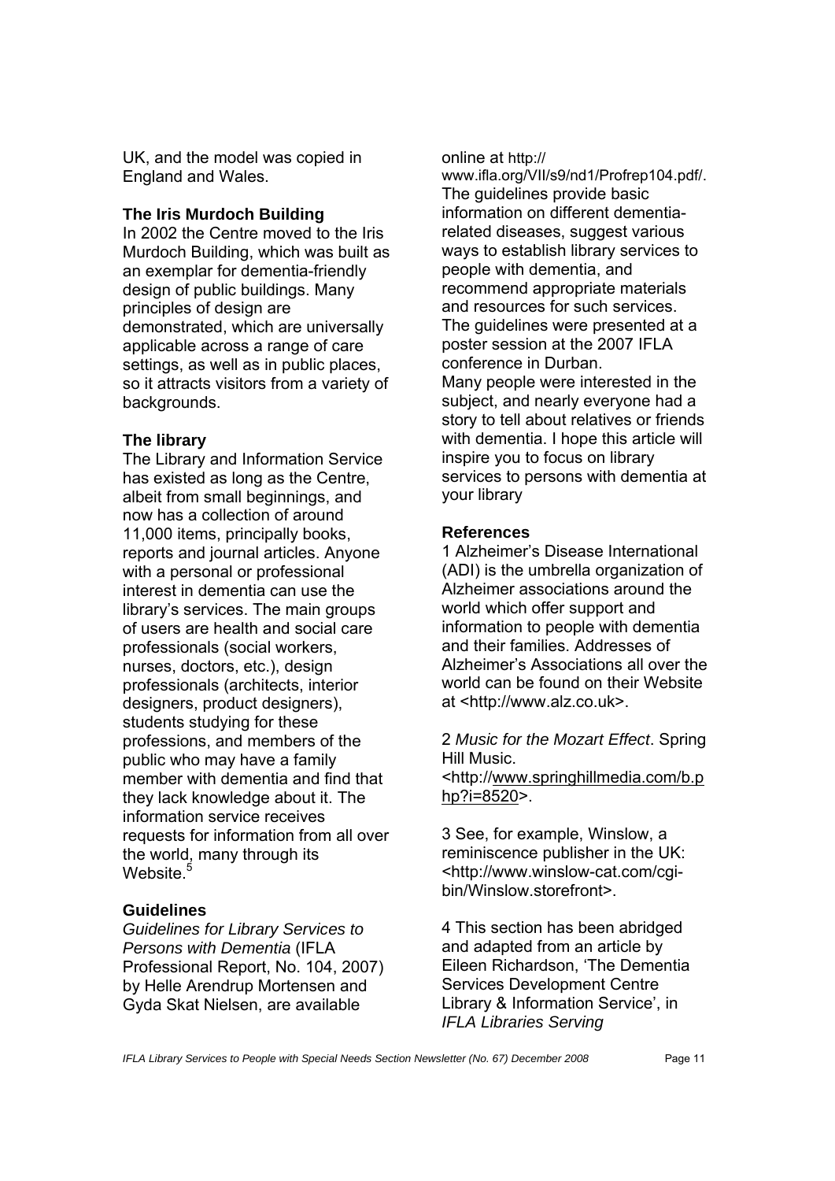UK, and the model was copied in England and Wales.

### The Iris Murdoch Building

In 2002 the Centre moved to the Iris Murdoch Building, which was built as an exemplar for dementia-friendly design of public buildings. Many principles of design are demonstrated, which are universally applicable across a range of care settings, as well as in public places, so it attracts visitors from a variety of backgrounds.

### The library

The Library and Information Service has existed as long as the Centre, albeit from small beginnings, and now has a collection of around 11,000 items, principally books, reports and journal articles. Anyone with a personal or professional interest in dementia can use the library's services. The main groups of users are health and social care professionals (social workers, nurses, doctors, etc.), design professionals (architects, interior designers, product designers), students studying for these professions, and members of the public who may have a family member with dementia and find that they lack knowledge about it. The information service receives requests for information from all over the world, many through its Website.[5]

### Guidelines

*Guidelines for Library Services to Persons with Dementia* (IFLA Professional Report, No. 104, 2007) by Helle Arendrup Mortensen and Gyda Skat Nielsen, are available online at http://www.ifla.org/VII/s9/nd1/Profrep104.pdf/. The guidelines provide basic information on different dementia-related diseases, suggest various ways to establish library services to people with dementia, and recommend appropriate materials and resources for such services. The guidelines were presented at a poster session at the 2007 IFLA conference in Durban.

Many people were interested in the subject, and nearly everyone had a story to tell about relatives or friends with dementia. I hope this article will inspire you to focus on library services to persons with dementia at your library

### References

1 Alzheimer's Disease International (ADI) is the umbrella organization of Alzheimer associations around the world which offer support and information to people with dementia and their families. Addresses of Alzheimer's Associations all over the world can be found on their Website at <http://www.alz.co.uk>.

2 *Music for the Mozart Effect*. Spring Hill Music. <http://www.springhillmedia.com/b.php?i=8520>.

3 See, for example, Winslow, a reminiscence publisher in the UK: <http://www.winslow-cat.com/cgi-bin/Winslow.storefront>.

4 This section has been abridged and adapted from an article by Eileen Richardson, 'The Dementia Services Development Centre Library & Information Service', in *IFLA Libraries Serving*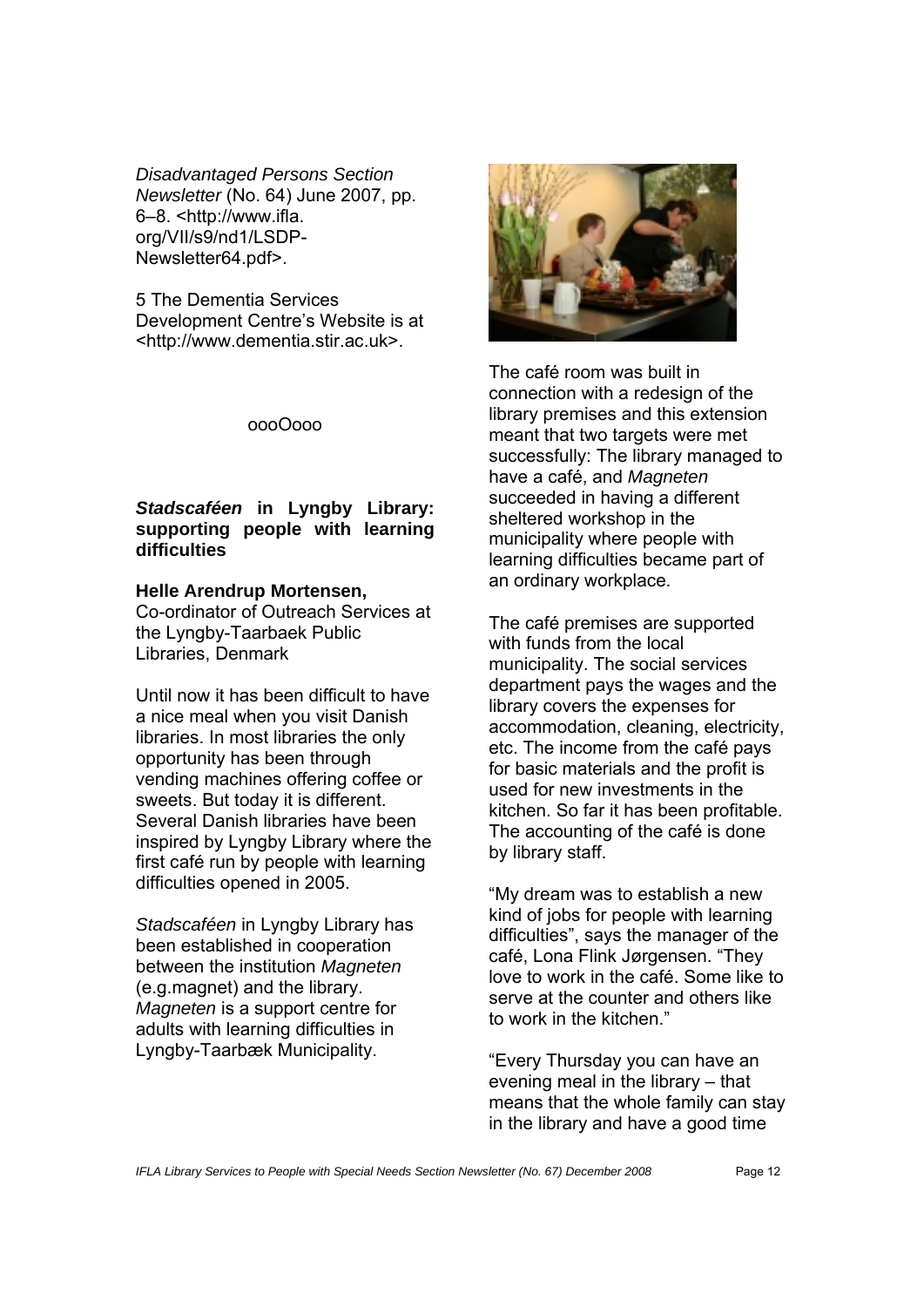*Disadvantaged Persons Section Newsletter* (No. 64) June 2007, pp. 6–8. <http://www.ifla.org/VII/s9/nd1/LSDP-Newsletter64.pdf>.

5 The Dementia Services Development Centre's Website is at <http://www.dementia.stir.ac.uk>.

oooOooo

## ***Stadscaféen*** **in Lyngby Library: supporting people with learning difficulties**

**Helle Arendrup Mortensen,**
Co-ordinator of Outreach Services at the Lyngby-Taarbaek Public Libraries, Denmark

Until now it has been difficult to have a nice meal when you visit Danish libraries. In most libraries the only opportunity has been through vending machines offering coffee or sweets. But today it is different. Several Danish libraries have been inspired by Lyngby Library where the first café run by people with learning difficulties opened in 2005.

*Stadscaféen* in Lyngby Library has been established in cooperation between the institution *Magneten* (e.g.magnet) and the library. *Magneten* is a support centre for adults with learning difficulties in Lyngby-Taarbæk Municipality.

The café room was built in connection with a redesign of the library premises and this extension meant that two targets were met successfully: The library managed to have a café, and *Magneten* succeeded in having a different sheltered workshop in the municipality where people with learning difficulties became part of an ordinary workplace.

The café premises are supported with funds from the local municipality. The social services department pays the wages and the library covers the expenses for accommodation, cleaning, electricity, etc. The income from the café pays for basic materials and the profit is used for new investments in the kitchen. So far it has been profitable. The accounting of the café is done by library staff.

"My dream was to establish a new kind of jobs for people with learning difficulties", says the manager of the café, Lona Flink Jørgensen. "They love to work in the café. Some like to serve at the counter and others like to work in the kitchen."

"Every Thursday you can have an evening meal in the library – that means that the whole family can stay in the library and have a good time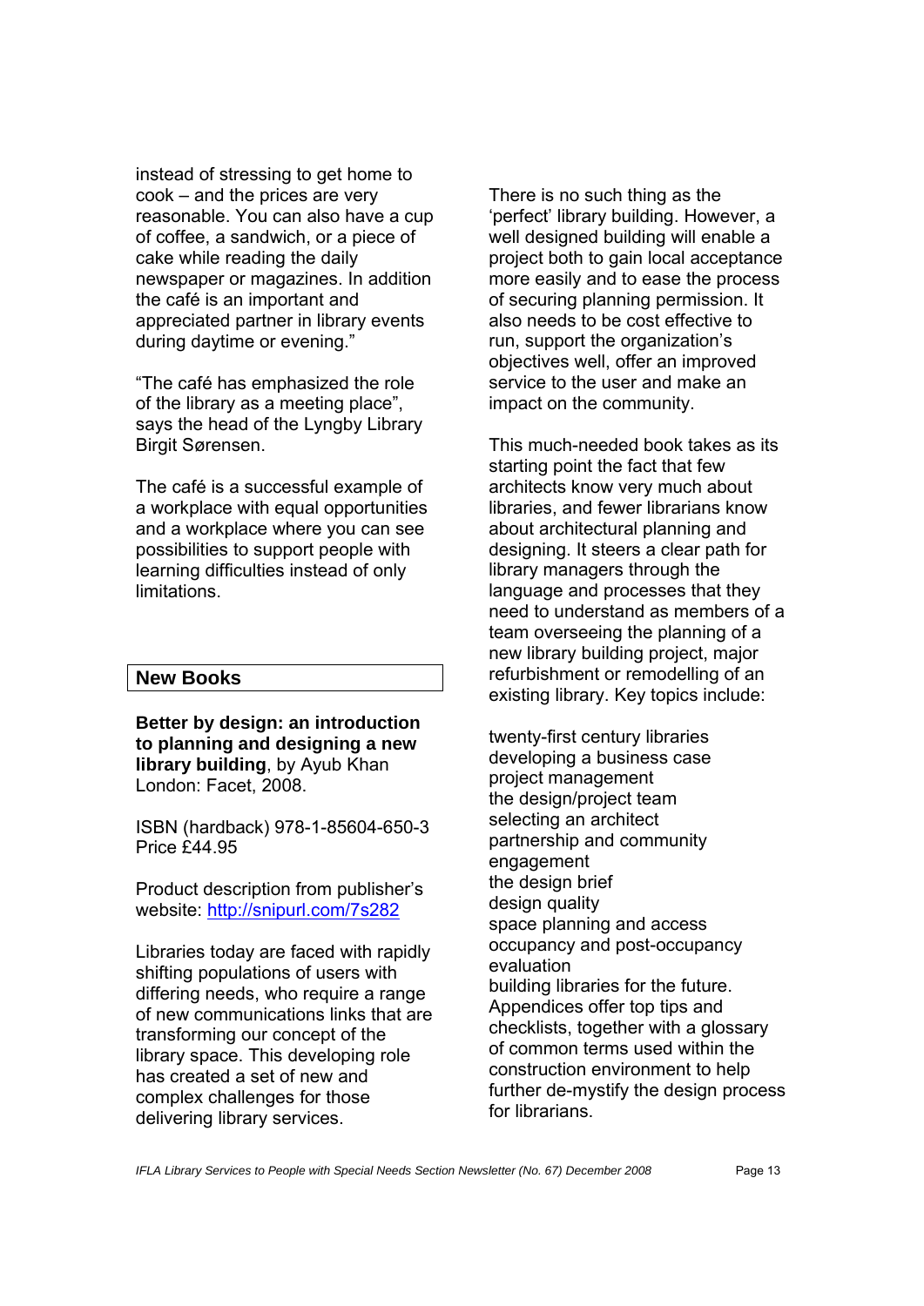instead of stressing to get home to cook – and the prices are very reasonable. You can also have a cup of coffee, a sandwich, or a piece of cake while reading the daily newspaper or magazines. In addition the café is an important and appreciated partner in library events during daytime or evening."

"The café has emphasized the role of the library as a meeting place", says the head of the Lyngby Library Birgit Sørensen.

The café is a successful example of a workplace with equal opportunities and a workplace where you can see possibilities to support people with learning difficulties instead of only limitations.

## New Books

**Better by design: an introduction to planning and designing a new library building**, by Ayub Khan London: Facet, 2008.

ISBN (hardback) 978-1-85604-650-3
Price £44.95

Product description from publisher's website: [http://snipurl.com/7s282](http://snipurl.com/7s282)

Libraries today are faced with rapidly shifting populations of users with differing needs, who require a range of new communications links that are transforming our concept of the library space. This developing role has created a set of new and complex challenges for those delivering library services.

There is no such thing as the 'perfect' library building. However, a well designed building will enable a project both to gain local acceptance more easily and to ease the process of securing planning permission. It also needs to be cost effective to run, support the organization's objectives well, offer an improved service to the user and make an impact on the community.

This much-needed book takes as its starting point the fact that few architects know very much about libraries, and fewer librarians know about architectural planning and designing. It steers a clear path for library managers through the language and processes that they need to understand as members of a team overseeing the planning of a new library building project, major refurbishment or remodelling of an existing library. Key topics include:

twenty-first century libraries
developing a business case
project management
the design/project team
selecting an architect
partnership and community engagement
the design brief
design quality
space planning and access
occupancy and post-occupancy evaluation
building libraries for the future.
Appendices offer top tips and checklists, together with a glossary of common terms used within the construction environment to help further de-mystify the design process for librarians.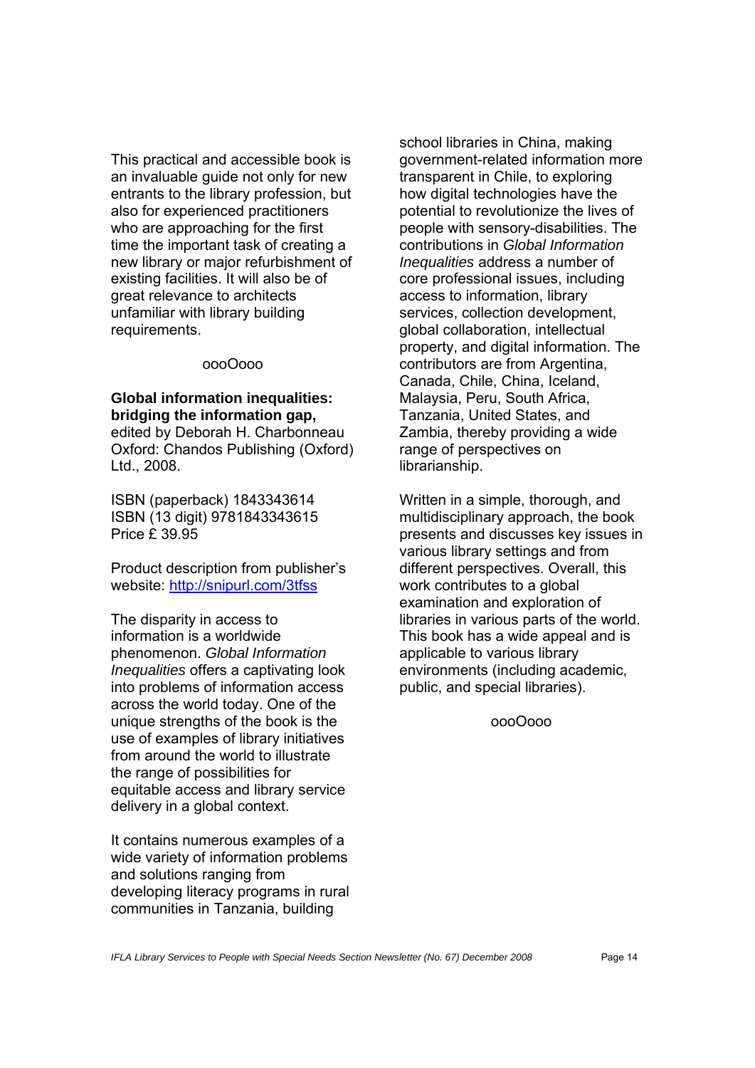This practical and accessible book is an invaluable guide not only for new entrants to the library profession, but also for experienced practitioners who are approaching for the first time the important task of creating a new library or major refurbishment of existing facilities. It will also be of great relevance to architects unfamiliar with library building requirements.

oooOooo

**Global information inequalities: bridging the information gap,** edited by Deborah H. Charbonneau
Oxford: Chandos Publishing (Oxford) Ltd., 2008.

ISBN (paperback) 1843343614
ISBN (13 digit) 9781843343615
Price £ 39.95

Product description from publisher's website: [http://snipurl.com/3tfss](http://snipurl.com/3tfss)

The disparity in access to information is a worldwide phenomenon. *Global Information Inequalities* offers a captivating look into problems of information access across the world today. One of the unique strengths of the book is the use of examples of library initiatives from around the world to illustrate the range of possibilities for equitable access and library service delivery in a global context.

It contains numerous examples of a wide variety of information problems and solutions ranging from developing literacy programs in rural communities in Tanzania, building school libraries in China, making government-related information more transparent in Chile, to exploring how digital technologies have the potential to revolutionize the lives of people with sensory-disabilities. The contributions in *Global Information Inequalities* address a number of core professional issues, including access to information, library services, collection development, global collaboration, intellectual property, and digital information. The contributors are from Argentina, Canada, Chile, China, Iceland, Malaysia, Peru, South Africa, Tanzania, United States, and Zambia, thereby providing a wide range of perspectives on librarianship.

Written in a simple, thorough, and multidisciplinary approach, the book presents and discusses key issues in various library settings and from different perspectives. Overall, this work contributes to a global examination and exploration of libraries in various parts of the world. This book has a wide appeal and is applicable to various library environments (including academic, public, and special libraries).

oooOooo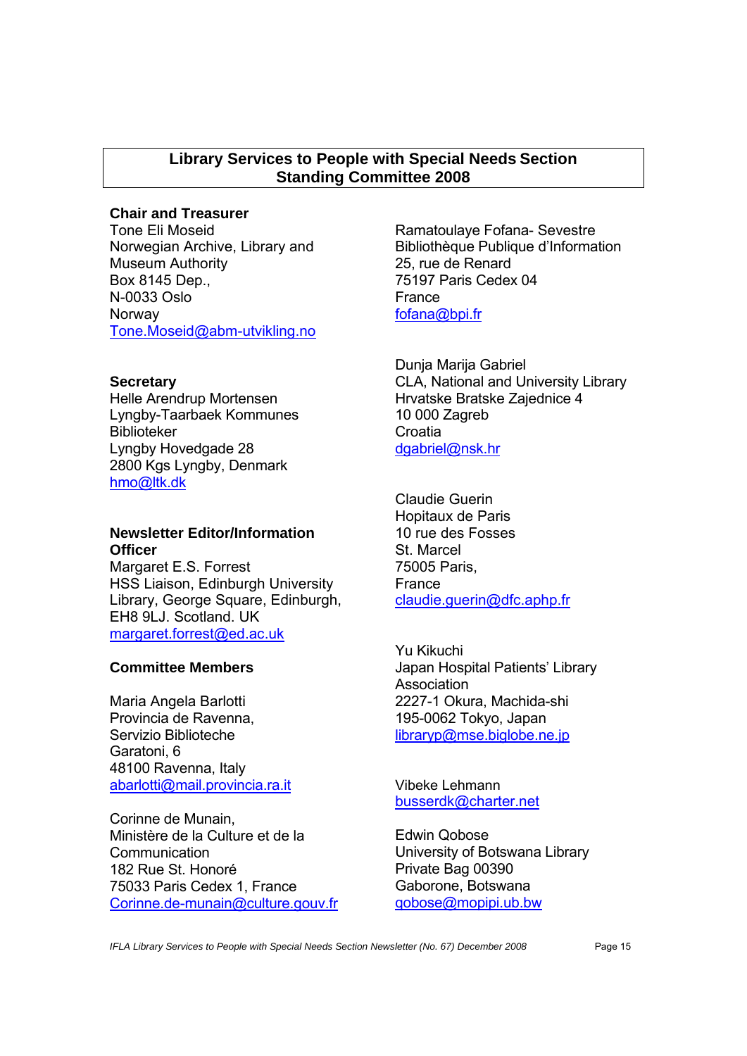## Library Services to People with Special Needs Section Standing Committee 2008

**Chair and Treasurer**
Tone Eli Moseid
Norwegian Archive, Library and Museum Authority
Box 8145 Dep.,
N-0033 Oslo
Norway
Tone.Moseid@abm-utvikling.no

**Secretary**
Helle Arendrup Mortensen
Lyngby-Taarbaek Kommunes Biblioteker
Lyngby Hovedgade 28
2800 Kgs Lyngby, Denmark
hmo@ltk.dk

**Newsletter Editor/Information Officer**
Margaret E.S. Forrest
HSS Liaison, Edinburgh University Library, George Square, Edinburgh, EH8 9LJ. Scotland. UK
margaret.forrest@ed.ac.uk

**Committee Members**

Maria Angela Barlotti
Provincia de Ravenna,
Servizio Biblioteche
Garatoni, 6
48100 Ravenna, Italy
abarlotti@mail.provincia.ra.it

Corinne de Munain,
Ministère de la Culture et de la Communication
182 Rue St. Honoré
75033 Paris Cedex 1, France
Corinne.de-munain@culture.gouv.fr

Ramatoulaye Fofana- Sevestre
Bibliothèque Publique d'Information
25, rue de Renard
75197 Paris Cedex 04
France
fofana@bpi.fr

Dunja Marija Gabriel
CLA, National and University Library
Hrvatske Bratske Zajednice 4
10 000 Zagreb
Croatia
dgabriel@nsk.hr

Claudie Guerin
Hopitaux de Paris
10 rue des Fosses
St. Marcel
75005 Paris,
France
claudie.guerin@dfc.aphp.fr

Yu Kikuchi
Japan Hospital Patients' Library Association
2227-1 Okura, Machida-shi
195-0062 Tokyo, Japan
libraryp@mse.biglobe.ne.jp

Vibeke Lehmann
busserdk@charter.net

Edwin Qobose
University of Botswana Library
Private Bag 00390
Gaborone, Botswana
qobose@mopipi.ub.bw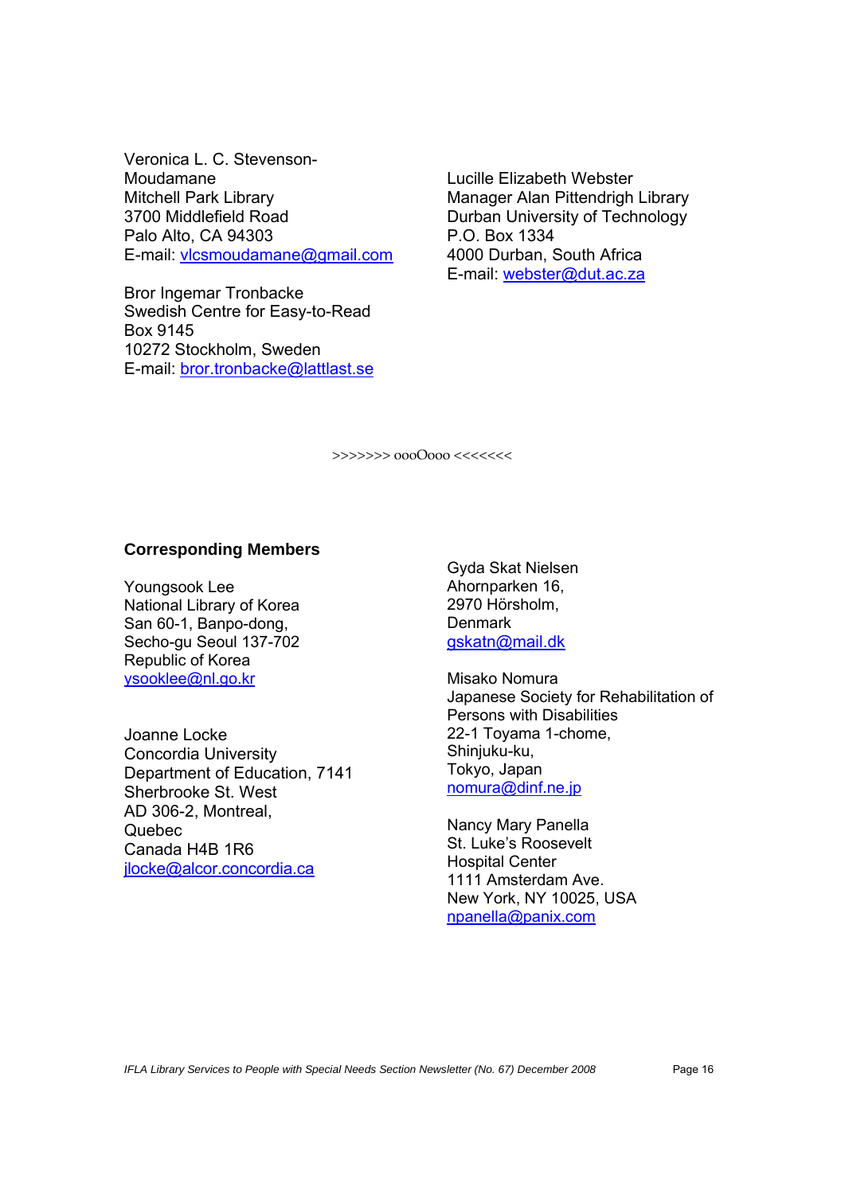Veronica L. C. Stevenson-Moudamane
Mitchell Park Library
3700 Middlefield Road
Palo Alto, CA 94303
E-mail: vlcsmoudamane@gmail.com

Bror Ingemar Tronbacke
Swedish Centre for Easy-to-Read
Box 9145
10272 Stockholm, Sweden
E-mail: bror.tronbacke@lattlast.se

Lucille Elizabeth Webster
Manager Alan Pittendrigh Library
Durban University of Technology
P.O. Box 1334
4000 Durban, South Africa
E-mail: webster@dut.ac.za

>>>>>>> oooOooo <<<<<<<

**Corresponding Members**

Youngsook Lee
National Library of Korea
San 60-1, Banpo-dong,
Secho-gu Seoul 137-702
Republic of Korea
ysooklee@nl.go.kr

Joanne Locke
Concordia University
Department of Education, 7141
Sherbrooke St. West
AD 306-2, Montreal,
Quebec
Canada H4B 1R6
jlocke@alcor.concordia.ca

Gyda Skat Nielsen
Ahornparken 16,
2970 Hörsholm,
Denmark
gskatn@mail.dk

Misako Nomura
Japanese Society for Rehabilitation of Persons with Disabilities
22-1 Toyama 1-chome,
Shinjuku-ku,
Tokyo, Japan
nomura@dinf.ne.jp

Nancy Mary Panella
St. Luke's Roosevelt
Hospital Center
1111 Amsterdam Ave.
New York, NY 10025, USA
npanella@panix.com